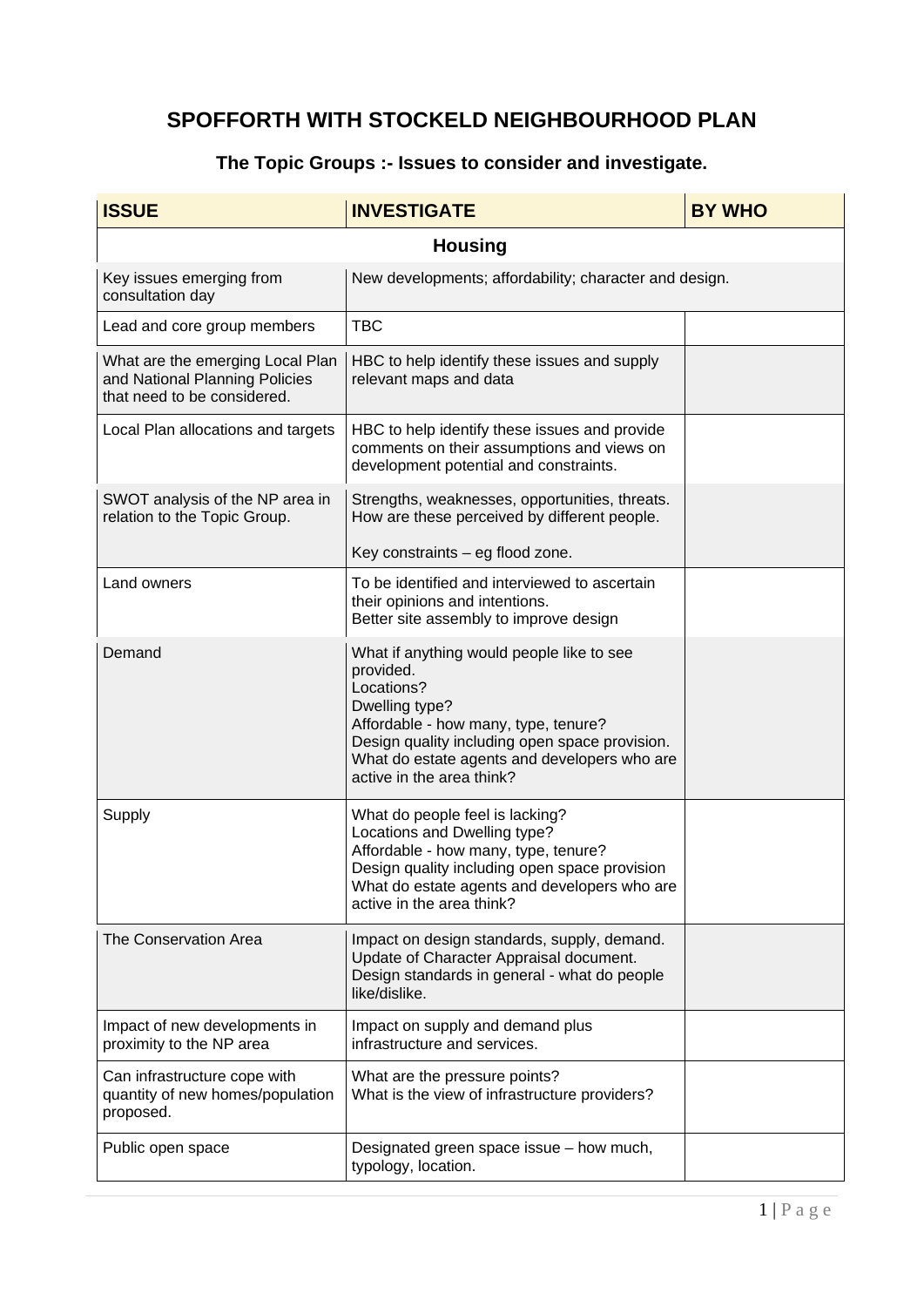# SPOFFORTH WITH STOCKELD NEIGHBOURHOOD PLAN

## The Topic Groups :- Issues to consider and investigate.

| ISSUE | INVESTIGATE | BY WHO |
|---|---|---|
| **Housing** | | |
| Key issues emerging from consultation day | New developments; affordability; character and design. | |
| Lead and core group members | TBC | |
| What are the emerging Local Plan and National Planning Policies that need to be considered. | HBC to help identify these issues and supply relevant maps and data | |
| Local Plan allocations and targets | HBC to help identify these issues and provide comments on their assumptions and views on development potential and constraints. | |
| SWOT analysis of the NP area in relation to the Topic Group. | Strengths, weaknesses, opportunities, threats. How are these perceived by different people.<br><br>Key constraints – eg flood zone. | |
| Land owners | To be identified and interviewed to ascertain their opinions and intentions.<br>Better site assembly to improve design | |
| Demand | What if anything would people like to see provided.<br>Locations?<br>Dwelling type?<br>Affordable - how many, type, tenure?<br>Design quality including open space provision.<br>What do estate agents and developers who are active in the area think? | |
| Supply | What do people feel is lacking?<br>Locations and Dwelling type?<br>Affordable - how many, type, tenure?<br>Design quality including open space provision<br>What do estate agents and developers who are active in the area think? | |
| The Conservation Area | Impact on design standards, supply, demand.<br>Update of Character Appraisal document.<br>Design standards in general - what do people like/dislike. | |
| Impact of new developments in proximity to the NP area | Impact on supply and demand plus infrastructure and services. | |
| Can infrastructure cope with quantity of new homes/population proposed. | What are the pressure points?<br>What is the view of infrastructure providers? | |
| Public open space | Designated green space issue – how much, typology, location. | |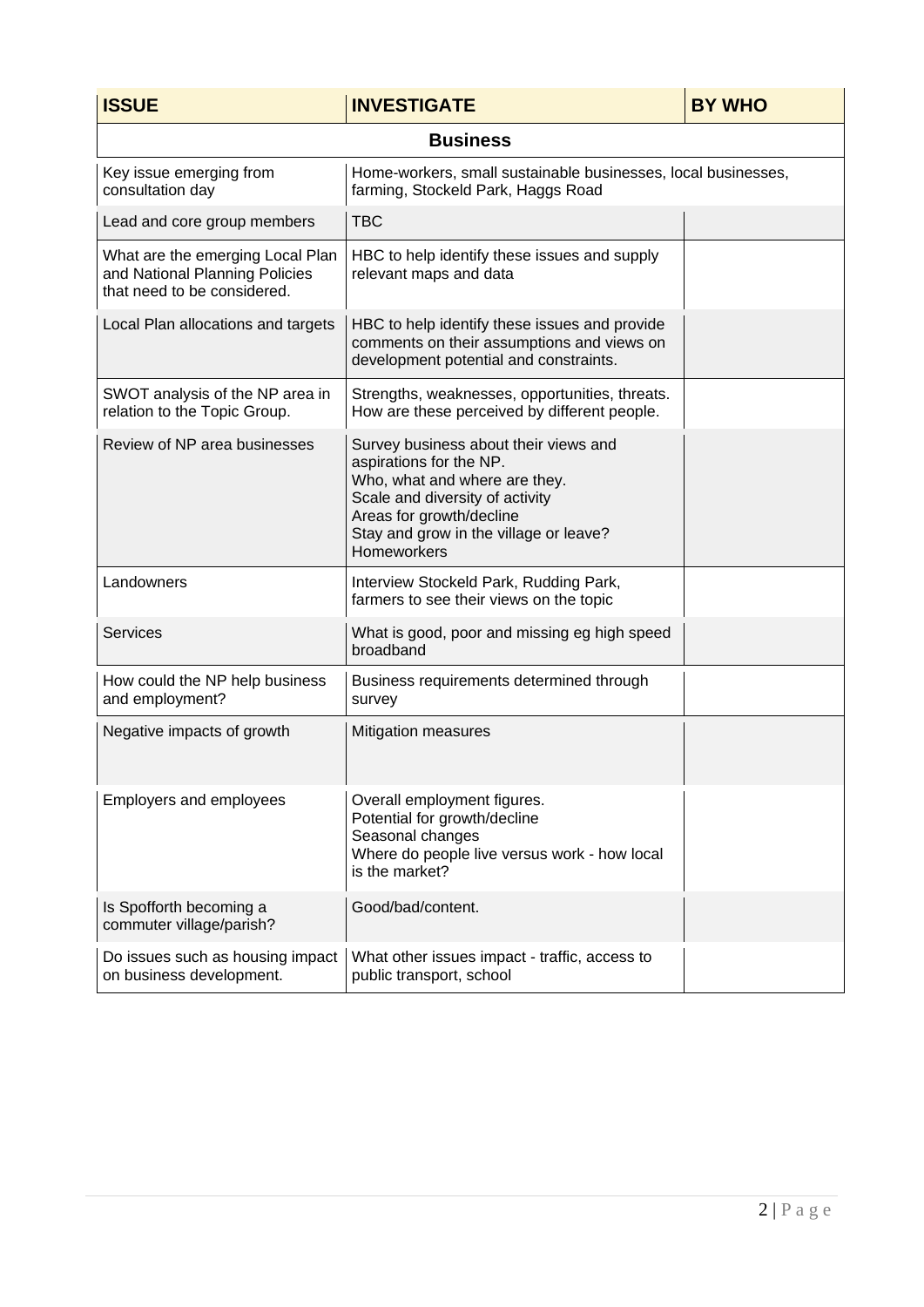| ISSUE | INVESTIGATE | BY WHO |
|---|---|---|
| **Business** | | |
| Key issue emerging from consultation day | Home-workers, small sustainable businesses, local businesses, farming, Stockeld Park, Haggs Road | |
| Lead and core group members | TBC | |
| What are the emerging Local Plan and National Planning Policies that need to be considered. | HBC to help identify these issues and supply relevant maps and data | |
| Local Plan allocations and targets | HBC to help identify these issues and provide comments on their assumptions and views on development potential and constraints. | |
| SWOT analysis of the NP area in relation to the Topic Group. | Strengths, weaknesses, opportunities, threats. How are these perceived by different people. | |
| Review of NP area businesses | Survey business about their views and aspirations for the NP.<br>Who, what and where are they.<br>Scale and diversity of activity<br>Areas for growth/decline<br>Stay and grow in the village or leave?<br>Homeworkers | |
| Landowners | Interview Stockeld Park, Rudding Park, farmers to see their views on the topic | |
| Services | What is good, poor and missing eg high speed broadband | |
| How could the NP help business and employment? | Business requirements determined through survey | |
| Negative impacts of growth | Mitigation measures | |
| Employers and employees | Overall employment figures.<br>Potential for growth/decline<br>Seasonal changes<br>Where do people live versus work - how local is the market? | |
| Is Spofforth becoming a commuter village/parish? | Good/bad/content. | |
| Do issues such as housing impact on business development. | What other issues impact - traffic, access to public transport, school | |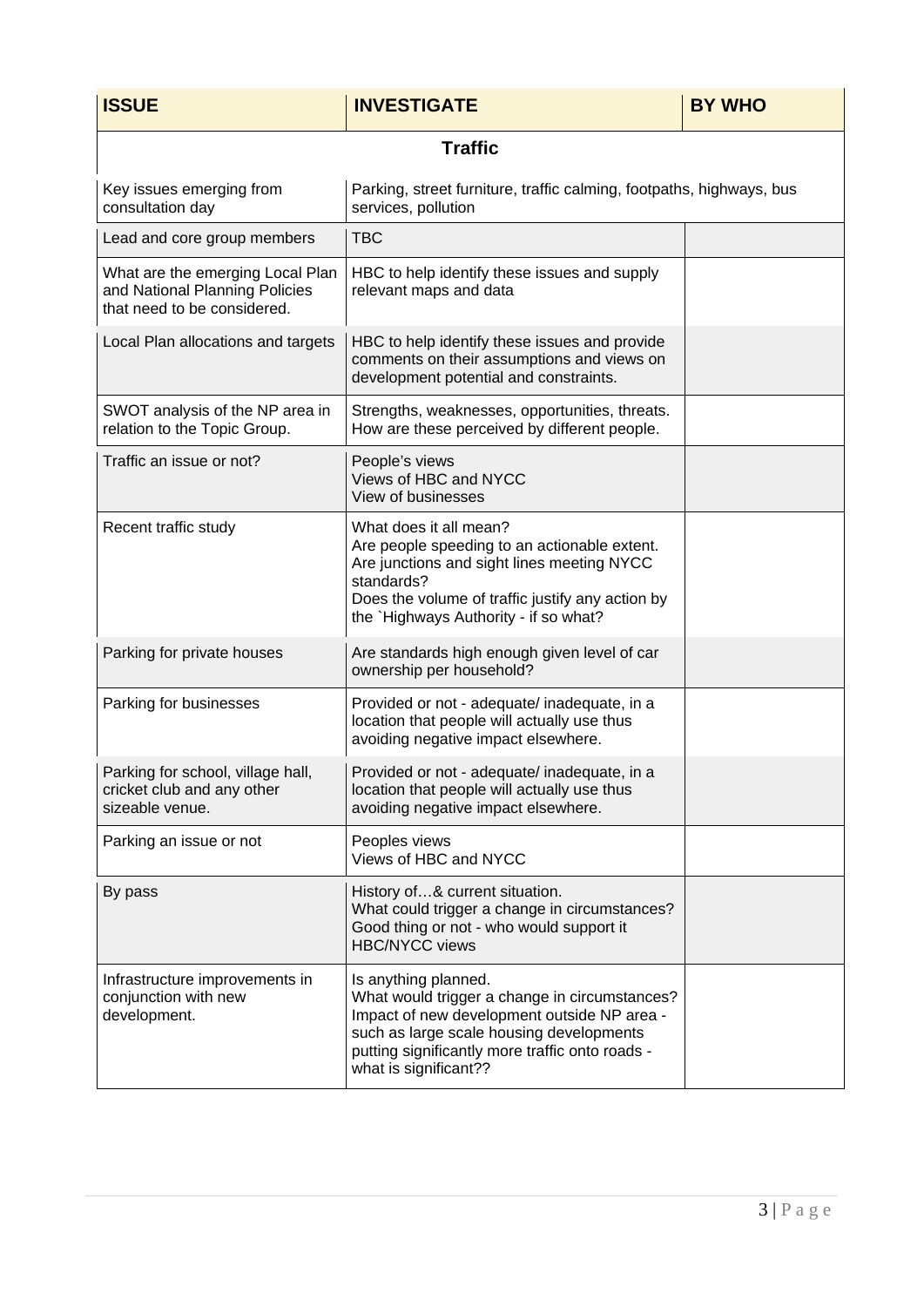| ISSUE | INVESTIGATE | BY WHO |
|---|---|---|
| **Traffic** | | |
| Key issues emerging from consultation day | Parking, street furniture, traffic calming, footpaths, highways, bus services, pollution | |
| Lead and core group members | TBC | |
| What are the emerging Local Plan and National Planning Policies that need to be considered. | HBC to help identify these issues and supply relevant maps and data | |
| Local Plan allocations and targets | HBC to help identify these issues and provide comments on their assumptions and views on development potential and constraints. | |
| SWOT analysis of the NP area in relation to the Topic Group. | Strengths, weaknesses, opportunities, threats. How are these perceived by different people. | |
| Traffic an issue or not? | People's views<br>Views of HBC and NYCC<br>View of businesses | |
| Recent traffic study | What does it all mean?<br>Are people speeding to an actionable extent.<br>Are junctions and sight lines meeting NYCC standards?<br>Does the volume of traffic justify any action by the `Highways Authority - if so what? | |
| Parking for private houses | Are standards high enough given level of car ownership per household? | |
| Parking for businesses | Provided or not - adequate/ inadequate, in a location that people will actually use thus avoiding negative impact elsewhere. | |
| Parking for school, village hall, cricket club and any other sizeable venue. | Provided or not - adequate/ inadequate, in a location that people will actually use thus avoiding negative impact elsewhere. | |
| Parking an issue or not | Peoples views<br>Views of HBC and NYCC | |
| By pass | History of…& current situation.<br>What could trigger a change in circumstances?<br>Good thing or not - who would support it<br>HBC/NYCC views | |
| Infrastructure improvements in conjunction with new development. | Is anything planned.<br>What would trigger a change in circumstances?<br>Impact of new development outside NP area - such as large scale housing developments putting significantly more traffic onto roads - what is significant?? | |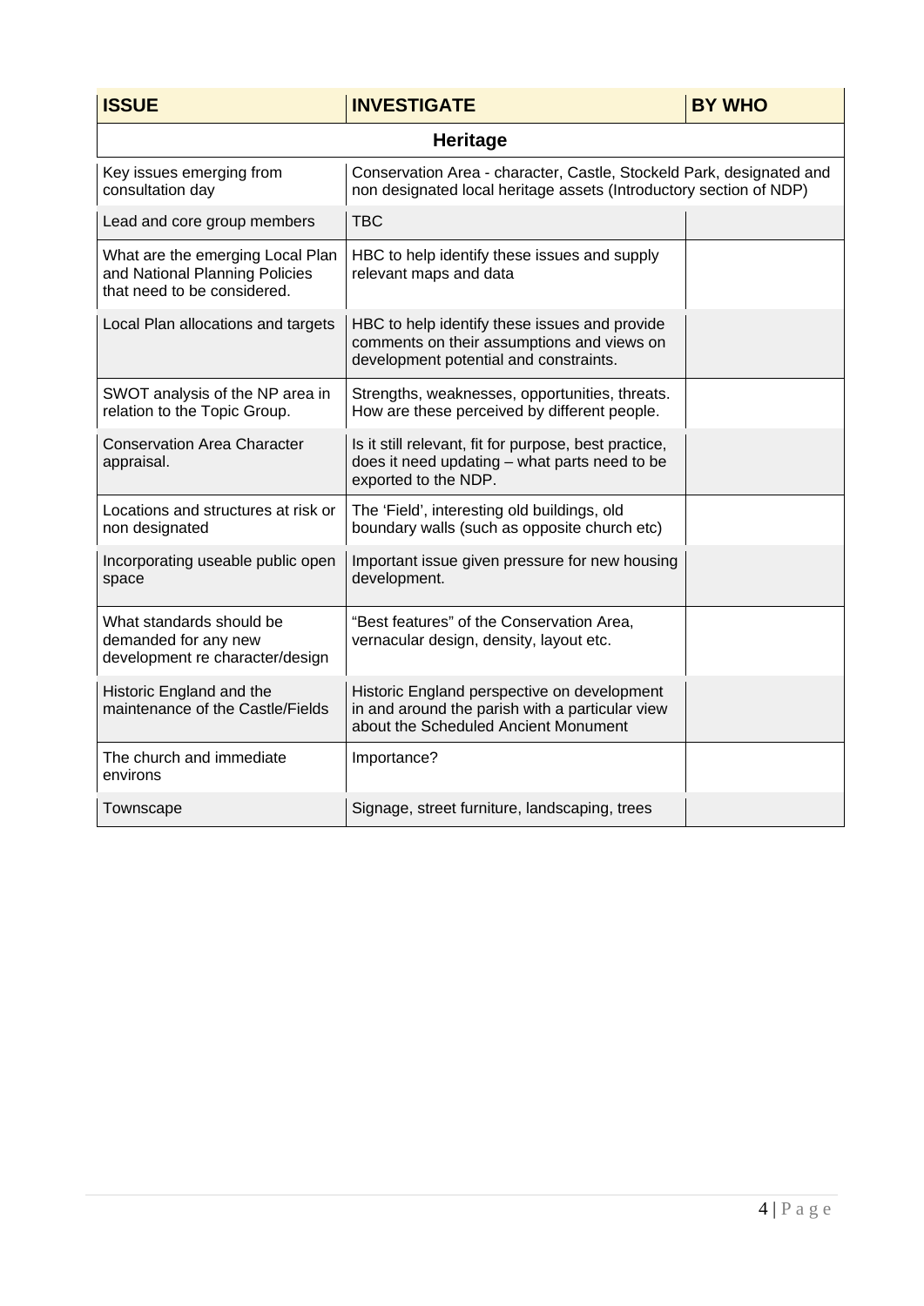| ISSUE | INVESTIGATE | BY WHO |
| --- | --- | --- |
| **Heritage** | | |
| Key issues emerging from consultation day | Conservation Area - character, Castle, Stockeld Park, designated and non designated local heritage assets (Introductory section of NDP) | |
| Lead and core group members | TBC | |
| What are the emerging Local Plan and National Planning Policies that need to be considered. | HBC to help identify these issues and supply relevant maps and data | |
| Local Plan allocations and targets | HBC to help identify these issues and provide comments on their assumptions and views on development potential and constraints. | |
| SWOT analysis of the NP area in relation to the Topic Group. | Strengths, weaknesses, opportunities, threats. How are these perceived by different people. | |
| Conservation Area Character appraisal. | Is it still relevant, fit for purpose, best practice, does it need updating – what parts need to be exported to the NDP. | |
| Locations and structures at risk or non designated | The 'Field', interesting old buildings, old boundary walls (such as opposite church etc) | |
| Incorporating useable public open space | Important issue given pressure for new housing development. | |
| What standards should be demanded for any new development re character/design | "Best features" of the Conservation Area, vernacular design, density, layout etc. | |
| Historic England and the maintenance of the Castle/Fields | Historic England perspective on development in and around the parish with a particular view about the Scheduled Ancient Monument | |
| The church and immediate environs | Importance? | |
| Townscape | Signage, street furniture, landscaping, trees | |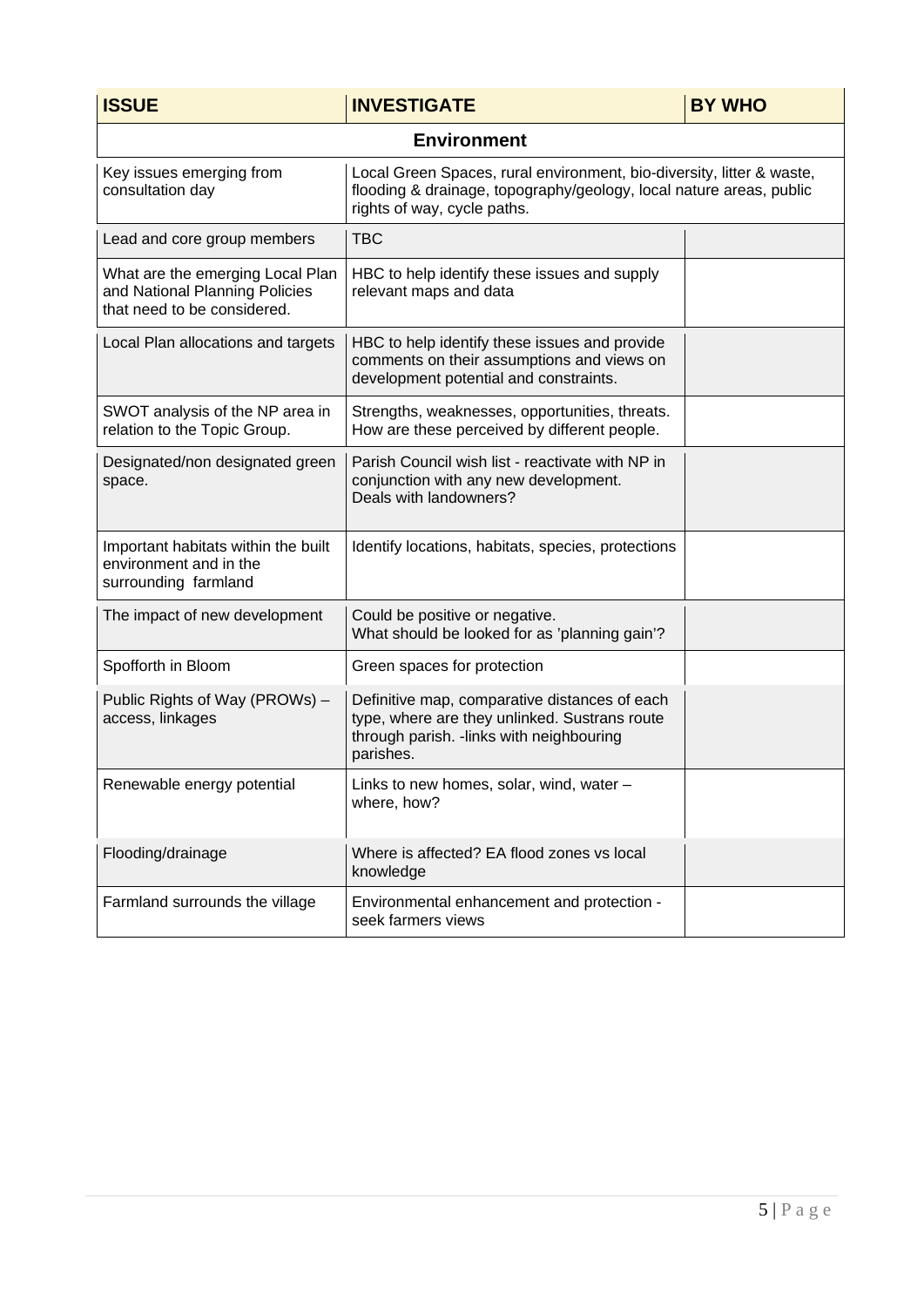| ISSUE | INVESTIGATE | BY WHO |
|---|---|---|
| **Environment** | | |
| Key issues emerging from consultation day | Local Green Spaces, rural environment, bio-diversity, litter & waste, flooding & drainage, topography/geology, local nature areas, public rights of way, cycle paths. | |
| Lead and core group members | TBC | |
| What are the emerging Local Plan and National Planning Policies that need to be considered. | HBC to help identify these issues and supply relevant maps and data | |
| Local Plan allocations and targets | HBC to help identify these issues and provide comments on their assumptions and views on development potential and constraints. | |
| SWOT analysis of the NP area in relation to the Topic Group. | Strengths, weaknesses, opportunities, threats. How are these perceived by different people. | |
| Designated/non designated green space. | Parish Council wish list - reactivate with NP in conjunction with any new development. Deals with landowners? | |
| Important habitats within the built environment and in the surrounding farmland | Identify locations, habitats, species, protections | |
| The impact of new development | Could be positive or negative. What should be looked for as 'planning gain'? | |
| Spofforth in Bloom | Green spaces for protection | |
| Public Rights of Way (PROWs) – access, linkages | Definitive map, comparative distances of each type, where are they unlinked. Sustrans route through parish. -links with neighbouring parishes. | |
| Renewable energy potential | Links to new homes, solar, wind, water – where, how? | |
| Flooding/drainage | Where is affected? EA flood zones vs local knowledge | |
| Farmland surrounds the village | Environmental enhancement and protection - seek farmers views | |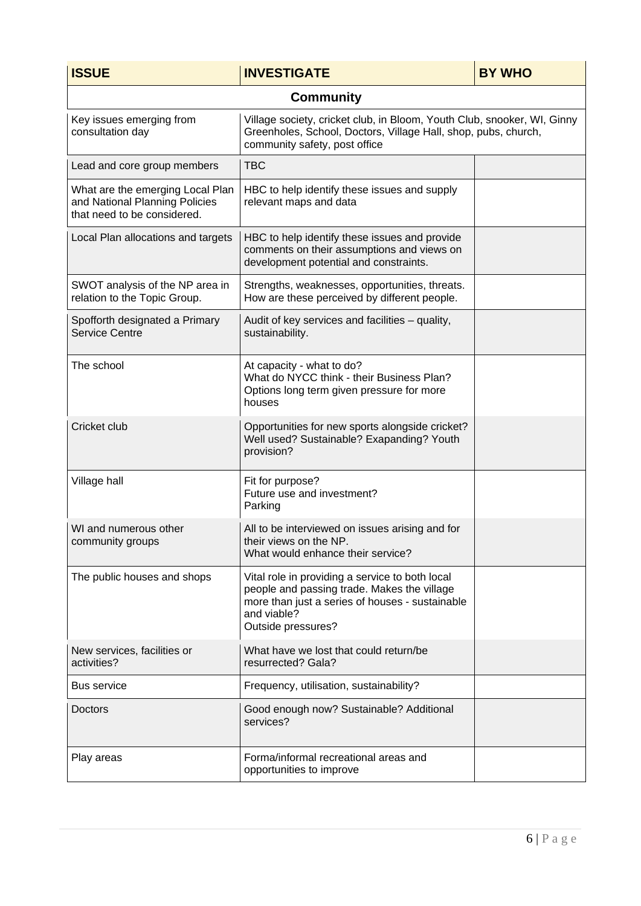| ISSUE | INVESTIGATE | BY WHO |
|---|---|---|
| **Community** | | |
| Key issues emerging from consultation day | Village society, cricket club, in Bloom, Youth Club, snooker, WI, Ginny Greenholes, School, Doctors, Village Hall, shop, pubs, church, community safety, post office | |
| Lead and core group members | TBC | |
| What are the emerging Local Plan and National Planning Policies that need to be considered. | HBC to help identify these issues and supply relevant maps and data | |
| Local Plan allocations and targets | HBC to help identify these issues and provide comments on their assumptions and views on development potential and constraints. | |
| SWOT analysis of the NP area in relation to the Topic Group. | Strengths, weaknesses, opportunities, threats. How are these perceived by different people. | |
| Spofforth designated a Primary Service Centre | Audit of key services and facilities – quality, sustainability. | |
| The school | At capacity - what to do?<br>What do NYCC think - their Business Plan?<br>Options long term given pressure for more houses | |
| Cricket club | Opportunities for new sports alongside cricket? Well used? Sustainable? Exapanding? Youth provision? | |
| Village hall | Fit for purpose?<br>Future use and investment?<br>Parking | |
| WI and numerous other community groups | All to be interviewed on issues arising and for their views on the NP.<br>What would enhance their service? | |
| The public houses and shops | Vital role in providing a service to both local people and passing trade. Makes the village more than just a series of houses - sustainable and viable?<br>Outside pressures? | |
| New services, facilities or activities? | What have we lost that could return/be resurrected? Gala? | |
| Bus service | Frequency, utilisation, sustainability? | |
| Doctors | Good enough now? Sustainable? Additional services? | |
| Play areas | Forma/informal recreational areas and opportunities to improve | |